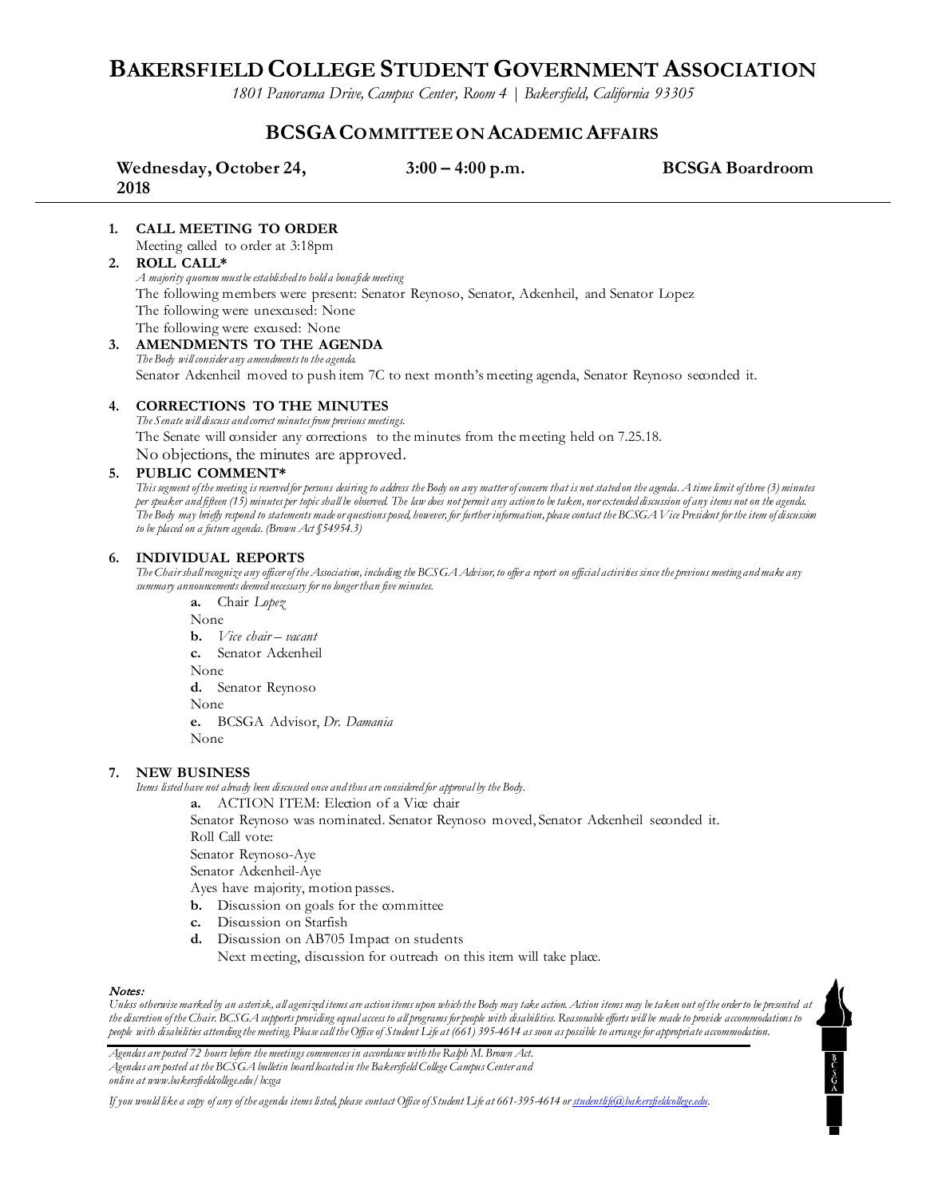# BAKERSFIELD COLLEGE STUDENT GOVERNMENT ASSOCIATION

*1801 Panorama Drive, Campus Center, Room 4 | Bakersfield, California 93305*

## BCSGA COMMITTEE ON ACADEMIC AFFAIRS

**Wednesday, October 24, 2018** | **3:00 – 4:00 p.m.** | **BCSGA Boardroom**

1. **CALL MEETING TO ORDER**
   Meeting called to order at 3:18pm
2. **ROLL CALL***
   *A majority quorum must be established to hold a bonafide meeting*
   The following members were present: Senator Reynoso, Senator, Ackenheil, and Senator Lopez
   The following were unexcused: None
   The following were excused: None
3. **AMENDMENTS TO THE AGENDA**
   *The Body will consider any amendments to the agenda.*
   Senator Ackenheil moved to push item 7C to next month's meeting agenda, Senator Reynoso seconded it.
4. **CORRECTIONS TO THE MINUTES**
   *The Senate will discuss and correct minutes from previous meetings.*
   The Senate will consider any corrections to the minutes from the meeting held on 7.25.18.
   No objections, the minutes are approved.
5. **PUBLIC COMMENT***
   *This segment of the meeting is reserved for persons desiring to address the Body on any matter of concern that is not stated on the agenda. A time limit of three (3) minutes per speaker and fifteen (15) minutes per topic shall be observed. The law does not permit any action to be taken, nor extended discussion of any items not on the agenda. The Body may briefly respond to statements made or questions posed, however, for further information, please contact the BCSGA Vice President for the item of discussion to be placed on a future agenda. (Brown Act §54954.3)*
6. **INDIVIDUAL REPORTS**
   *The Chair shall recognize any officer of the Association, including the BCSGA Advisor, to offer a report on official activities since the previous meeting and make any summary announcements deemed necessary for no longer than five minutes.*
   - **a.** Chair *Lopez*
     None
   - **b.** *Vice chair – vacant*
   - **c.** Senator Ackenheil
     None
   - **d.** Senator Reynoso
     None
   - **e.** BCSGA Advisor, *Dr. Damania*
     None
7. **NEW BUSINESS**
   *Items listed have not already been discussed once and thus are considered for approval by the Body.*
   - **a.** ACTION ITEM: Election of a Vice chair
     Senator Reynoso was nominated. Senator Reynoso moved, Senator Ackenheil seconded it.
     Roll Call vote:
     Senator Reynoso-Aye
     Senator Ackenheil-Aye
     Ayes have majority, motion passes.
   - **b.** Discussion on goals for the committee
   - **c.** Discussion on Starfish
   - **d.** Discussion on AB705 Impact on students
     Next meeting, discussion for outreach on this item will take place.

***Notes:***
*Unless otherwise marked by an asterisk, all agenized items are action items upon which the Body may take action. Action items may be taken out of the order to be presented at the discretion of the Chair. BCSGA supports providing equal access to all programs for people with disabilities. Reasonable efforts will be made to provide accommodations to people with disabilities attending the meeting. Please call the Office of Student Life at (661) 395-4614 as soon as possible to arrange for appropriate accommodation.*

*Agendas are posted 72 hours before the meetings commences in accordance with the Ralph M. Brown Act.*
*Agendas are posted at the BCSGA bulletin board located in the Bakersfield College Campus Center and online at www.bakersfieldcollege.edu/bcsga*

*If you would like a copy of any of the agenda items listed, please contact Office of Student Life at 661-395-4614 or studentlife@bakersfieldcollege.edu.*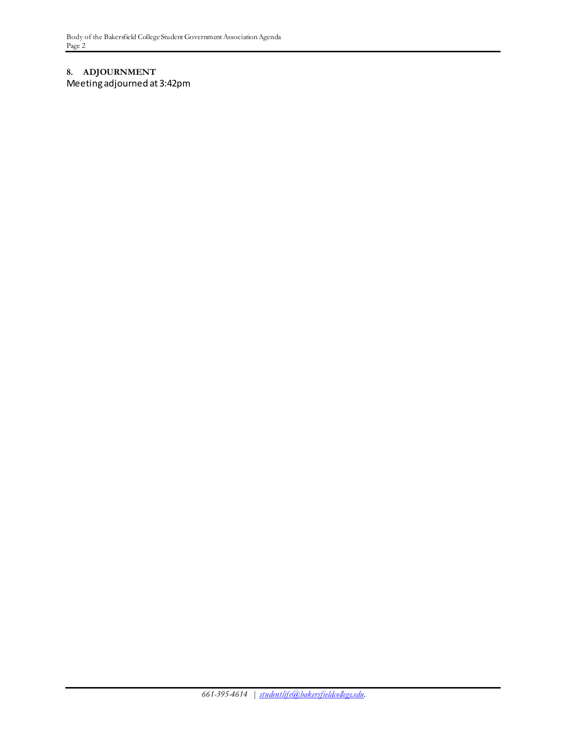**8. ADJOURNMENT**

Meeting adjourned at 3:42pm